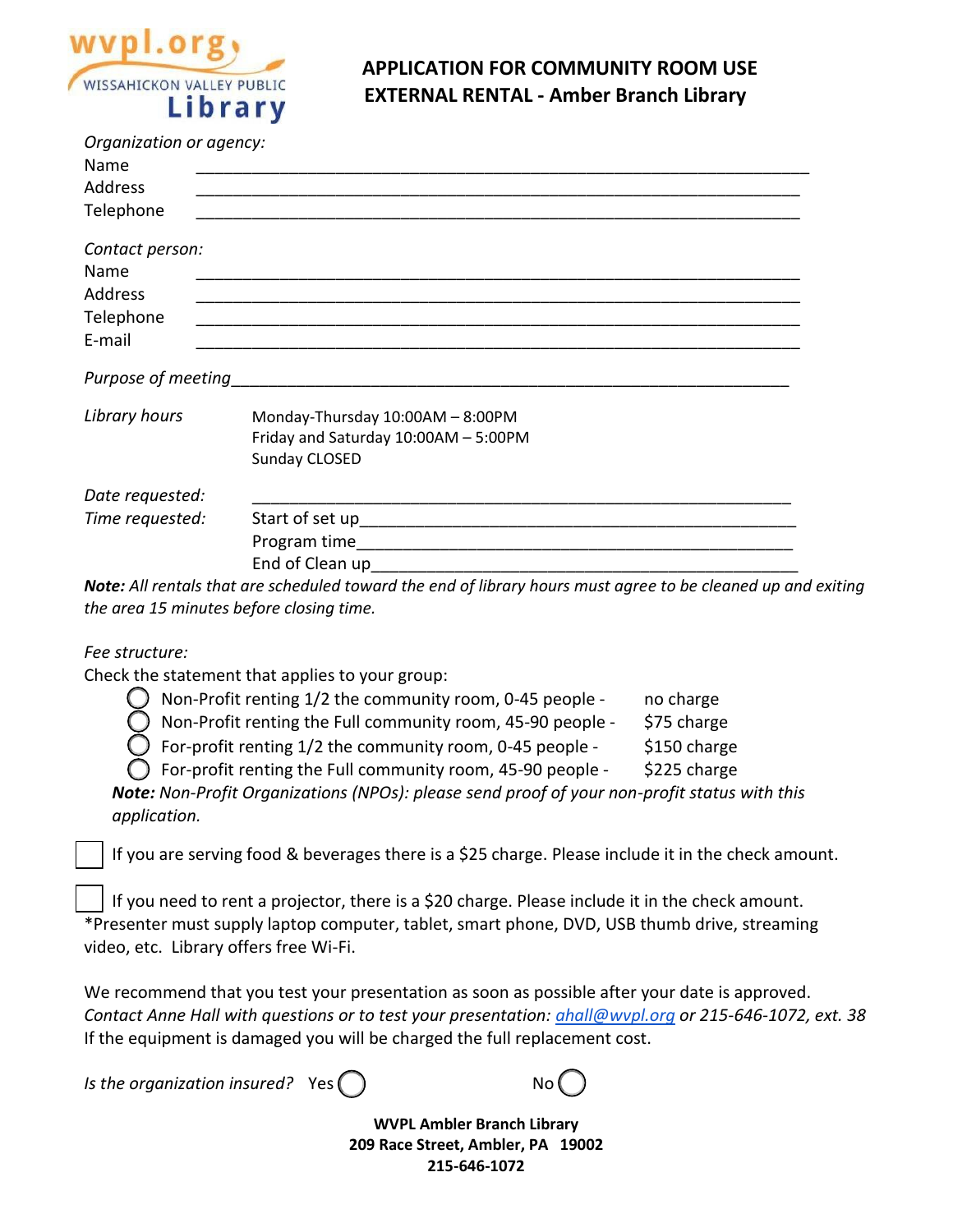wvpl.org
WISSAHICKON VALLEY PUBLIC
Library

# APPLICATION FOR COMMUNITY ROOM USE
## EXTERNAL RENTAL - Amber Branch Library

*Organization or agency:*

Name ______________________________________________________________

Address ____________________________________________________________

Telephone __________________________________________________________

*Contact person:*

Name ______________________________________________________________

Address ____________________________________________________________

Telephone __________________________________________________________

E-mail _____________________________________________________________

*Purpose of meeting*_____________________________________________________

*Library hours*

Monday-Thursday 10:00AM – 8:00PM
Friday and Saturday 10:00AM – 5:00PM
Sunday CLOSED

*Date requested:* ______________________________________________________

*Time requested:*

Start of set up_____________________________________________

Program time______________________________________________

End of Clean up____________________________________________

***Note:*** *All rentals that are scheduled toward the end of library hours must agree to be cleaned up and exiting the area 15 minutes before closing time.*

*Fee structure:*

Check the statement that applies to your group:

- ◯ Non-Profit renting 1/2 the community room, 0-45 people - no charge
- ◯ Non-Profit renting the Full community room, 45-90 people - $75 charge
- ◯ For-profit renting 1/2 the community room, 0-45 people - $150 charge
- ◯ For-profit renting the Full community room, 45-90 people - $225 charge

***Note:*** *Non-Profit Organizations (NPOs): please send proof of your non-profit status with this application.*

☐ If you are serving food & beverages there is a $25 charge. Please include it in the check amount.

☐ If you need to rent a projector, there is a $20 charge. Please include it in the check amount.
*Presenter must supply laptop computer, tablet, smart phone, DVD, USB thumb drive, streaming video, etc. Library offers free Wi-Fi.

We recommend that you test your presentation as soon as possible after your date is approved.
*Contact Anne Hall with questions or to test your presentation: [ahall@wvpl.org](mailto:ahall@wvpl.org) or 215-646-1072, ext. 38*
If the equipment is damaged you will be charged the full replacement cost.

*Is the organization insured?* Yes ◯ No ◯

**WVPL Ambler Branch Library**
**209 Race Street, Ambler, PA 19002**
**215-646-1072**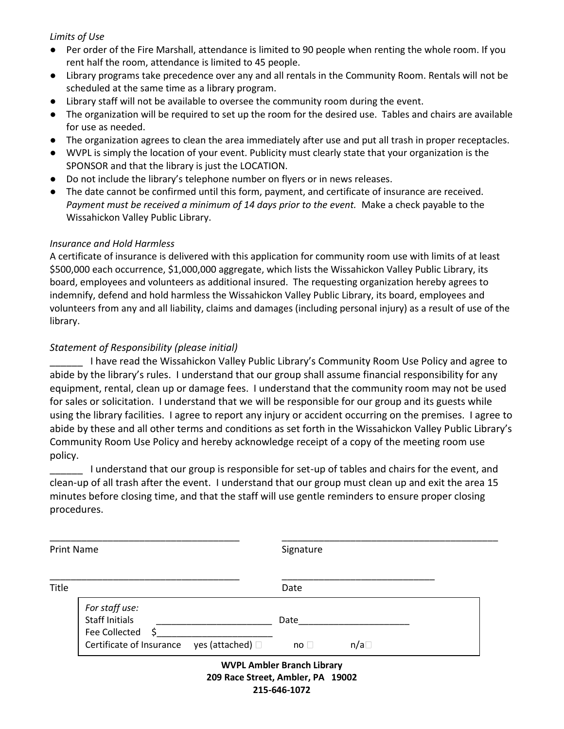*Limits of Use*

- Per order of the Fire Marshall, attendance is limited to 90 people when renting the whole room. If you rent half the room, attendance is limited to 45 people.
- Library programs take precedence over any and all rentals in the Community Room. Rentals will not be scheduled at the same time as a library program.
- Library staff will not be available to oversee the community room during the event.
- The organization will be required to set up the room for the desired use. Tables and chairs are available for use as needed.
- The organization agrees to clean the area immediately after use and put all trash in proper receptacles.
- WVPL is simply the location of your event. Publicity must clearly state that your organization is the SPONSOR and that the library is just the LOCATION.
- Do not include the library's telephone number on flyers or in news releases.
- The date cannot be confirmed until this form, payment, and certificate of insurance are received. *Payment must be received a minimum of 14 days prior to the event.* Make a check payable to the Wissahickon Valley Public Library.

*Insurance and Hold Harmless*

A certificate of insurance is delivered with this application for community room use with limits of at least $500,000 each occurrence, $1,000,000 aggregate, which lists the Wissahickon Valley Public Library, its board, employees and volunteers as additional insured. The requesting organization hereby agrees to indemnify, defend and hold harmless the Wissahickon Valley Public Library, its board, employees and volunteers from any and all liability, claims and damages (including personal injury) as a result of use of the library.

*Statement of Responsibility (please initial)*

______ I have read the Wissahickon Valley Public Library's Community Room Use Policy and agree to abide by the library's rules. I understand that our group shall assume financial responsibility for any equipment, rental, clean up or damage fees. I understand that the community room may not be used for sales or solicitation. I understand that we will be responsible for our group and its guests while using the library facilities. I agree to report any injury or accident occurring on the premises. I agree to abide by these and all other terms and conditions as set forth in the Wissahickon Valley Public Library's Community Room Use Policy and hereby acknowledge receipt of a copy of the meeting room use policy.

______ I understand that our group is responsible for set-up of tables and chairs for the event, and clean-up of all trash after the event. I understand that our group must clean up and exit the area 15 minutes before closing time, and that the staff will use gentle reminders to ensure proper closing procedures.

_____________________________________ _____________________________________

Print Name Signature

_____________________________________ _____________________________________

Title Date

*For staff use:*

Staff Initials _______________________ Date______________________

Fee Collected $_______________________

Certificate of Insurance yes (attached) ☐ no ☐ n/a☐

**WVPL Ambler Branch Library**
**209 Race Street, Ambler, PA 19002**
**215-646-1072**